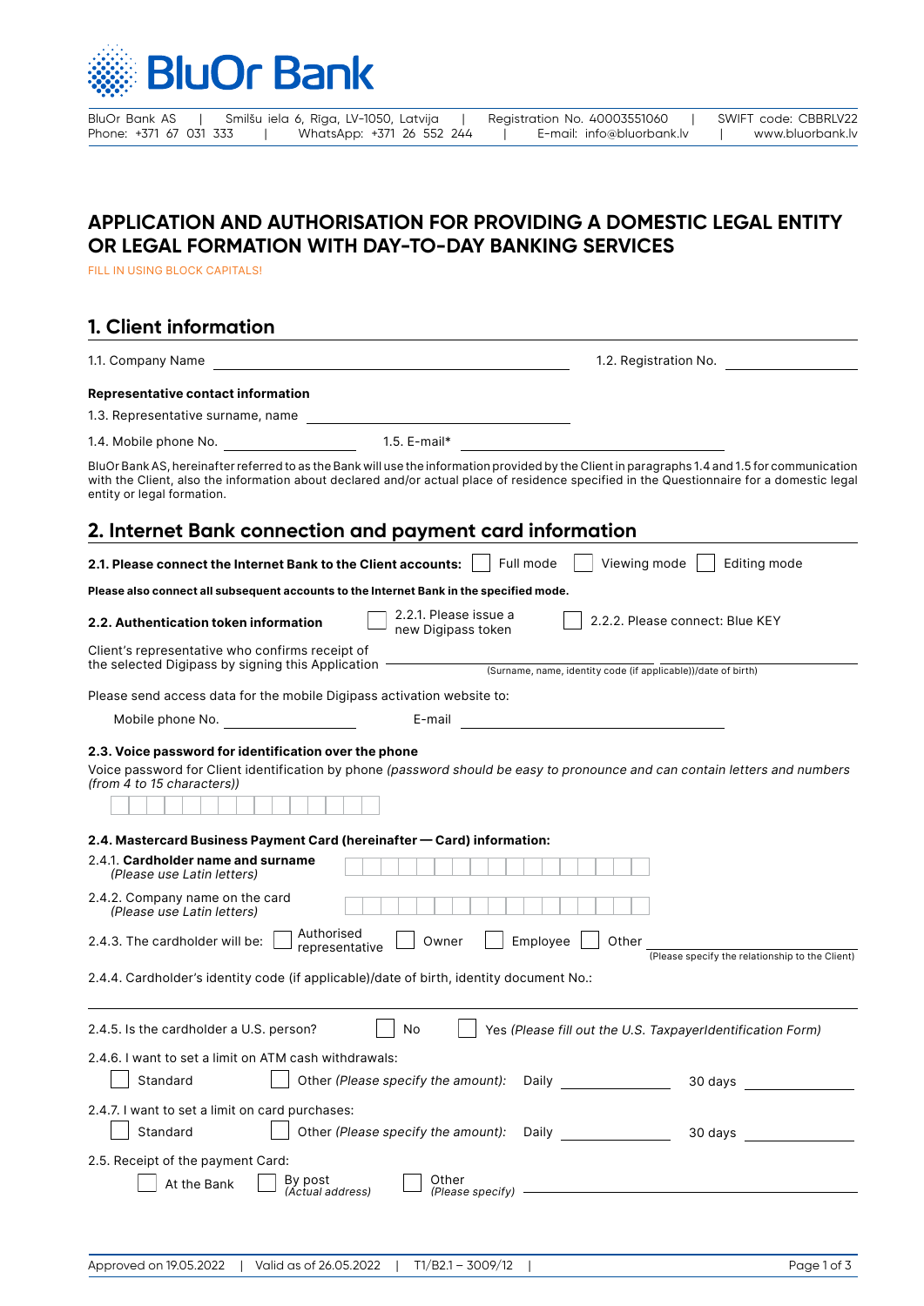BluOr Bank

BluOr Bank AS | Smilšu iela 6, Rīga, LV-1050, Latvija | Registration No. 40003551060 | SWIFT code: CBBRLV22
Phone: +371 67 031 333 | WhatsApp: +371 26 552 244 | E-mail: info@bluorbank.lv | www.bluorbank.lv

# APPLICATION AND AUTHORISATION FOR PROVIDING A DOMESTIC LEGAL ENTITY OR LEGAL FORMATION WITH DAY-TO-DAY BANKING SERVICES

FILL IN USING BLOCK CAPITALS!

## 1. Client information

1.1. Company Name ____________________ 1.2. Registration No. ____________

**Representative contact information**

1.3. Representative surname, name ____________________

1.4. Mobile phone No. ____________ 1.5. E-mail* ____________________

BluOr Bank AS, hereinafter referred to as the Bank will use the information provided by the Client in paragraphs 1.4 and 1.5 for communication with the Client, also the information about declared and/or actual place of residence specified in the Questionnaire for a domestic legal entity or legal formation.

## 2. Internet Bank connection and payment card information

**2.1. Please connect the Internet Bank to the Client accounts:** ☐ Full mode ☐ Viewing mode ☐ Editing mode

**Please also connect all subsequent accounts to the Internet Bank in the specified mode.**

**2.2. Authentication token information** ☐ 2.2.1. Please issue a new Digipass token ☐ 2.2.2. Please connect: Blue KEY

Client's representative who confirms receipt of the selected Digipass by signing this Application ____________________
(Surname, name, identity code (if applicable))/date of birth)

Please send access data for the mobile Digipass activation website to:

Mobile phone No. ____________ E-mail ____________________

**2.3. Voice password for identification over the phone**

Voice password for Client identification by phone *(password should be easy to pronounce and can contain letters and numbers (from 4 to 15 characters))*

☐☐☐☐☐☐☐☐☐☐☐☐☐☐☐

**2.4. Mastercard Business Payment Card (hereinafter — Card) information:**

2.4.1. **Cardholder name and surname** *(Please use Latin letters)* ☐☐☐☐☐☐☐☐☐☐☐☐☐☐☐☐☐

2.4.2. Company name on the card *(Please use Latin letters)* ☐☐☐☐☐☐☐☐☐☐☐☐☐☐☐☐☐

2.4.3. The cardholder will be: ☐ Authorised representative ☐ Owner ☐ Employee ☐ Other ____________________
(Please specify the relationship to the Client)

2.4.4. Cardholder's identity code (if applicable)/date of birth, identity document No.:

____________________

2.4.5. Is the cardholder a U.S. person? ☐ No ☐ Yes *(Please fill out the U.S. TaxpayerIdentification Form)*

2.4.6. I want to set a limit on ATM cash withdrawals:

☐ Standard ☐ Other *(Please specify the amount):* Daily ____________ 30 days ____________

2.4.7. I want to set a limit on card purchases:

☐ Standard ☐ Other *(Please specify the amount):* Daily ____________ 30 days ____________

2.5. Receipt of the payment Card:

☐ At the Bank ☐ By post *(Actual address)* ☐ Other *(Please specify)* ____________________

Approved on 19.05.2022 | Valid as of 26.05.2022 | T1/B2.1 – 3009/12 |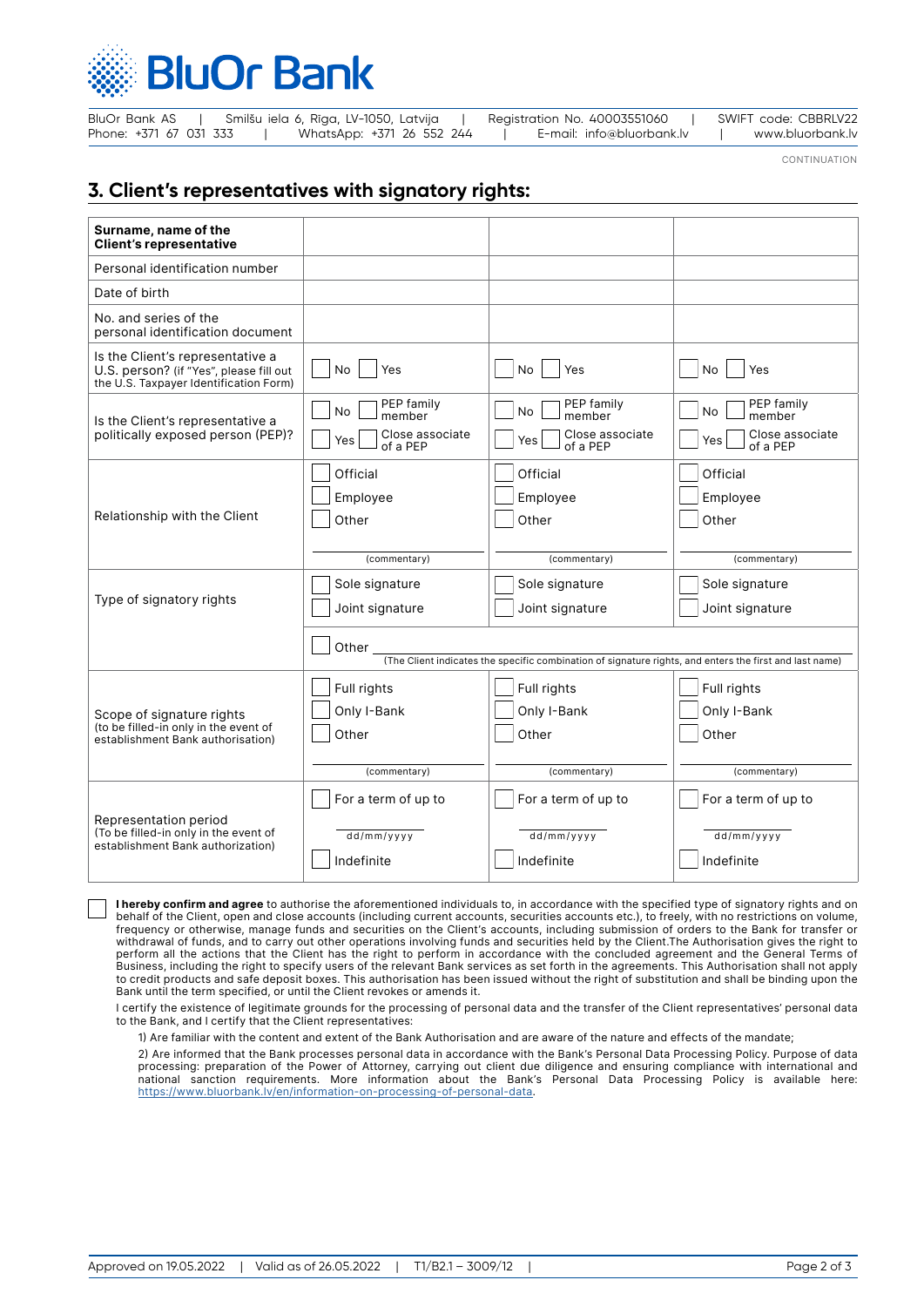BluOr Bank

BluOr Bank AS | Smilšu iela 6, Rīga, LV-1050, Latvija | Registration No. 40003551060 | SWIFT code: CBBRLV22
Phone: +371 67 031 333 | WhatsApp: +371 26 552 244 | E-mail: info@bluorbank.lv | www.bluorbank.lv

CONTINUATION

## 3. Client's representatives with signatory rights:

| **Surname, name of the Client's representative** | | | |
|---|---|---|---|
| Personal identification number | | | |
| Date of birth | | | |
| No. and series of the personal identification document | | | |
| Is the Client's representative a U.S. person? (if "Yes", please fill out the U.S. Taxpayer Identification Form) | ☐ No ☐ Yes | ☐ No ☐ Yes | ☐ No ☐ Yes |
| Is the Client's representative a politically exposed person (PEP)? | ☐ No ☐ PEP family member<br>☐ Yes ☐ Close associate of a PEP | ☐ No ☐ PEP family member<br>☐ Yes ☐ Close associate of a PEP | ☐ No ☐ PEP family member<br>☐ Yes ☐ Close associate of a PEP |
| Relationship with the Client | ☐ Official<br>☐ Employee<br>☐ Other<br>(commentary) | ☐ Official<br>☐ Employee<br>☐ Other<br>(commentary) | ☐ Official<br>☐ Employee<br>☐ Other<br>(commentary) |
| Type of signatory rights | ☐ Sole signature<br>☐ Joint signature | ☐ Sole signature<br>☐ Joint signature | ☐ Sole signature<br>☐ Joint signature |
| | ☐ Other (The Client indicates the specific combination of signature rights, and enters the first and last name) | | |
| Scope of signature rights (to be filled-in only in the event of establishment Bank authorisation) | ☐ Full rights<br>☐ Only I-Bank<br>☐ Other<br>(commentary) | ☐ Full rights<br>☐ Only I-Bank<br>☐ Other<br>(commentary) | ☐ Full rights<br>☐ Only I-Bank<br>☐ Other<br>(commentary) |
| Representation period (To be filled-in only in the event of establishment Bank authorization) | ☐ For a term of up to<br>dd/mm/yyyy<br>☐ Indefinite | ☐ For a term of up to<br>dd/mm/yyyy<br>☐ Indefinite | ☐ For a term of up to<br>dd/mm/yyyy<br>☐ Indefinite |

☐ **I hereby confirm and agree** to authorise the aforementioned individuals to, in accordance with the specified type of signatory rights and on behalf of the Client, open and close accounts (including current accounts, securities accounts etc.), to freely, with no restrictions on volume, frequency or otherwise, manage funds and securities on the Client's accounts, including submission of orders to the Bank for transfer or withdrawal of funds, and to carry out other operations involving funds and securities held by the Client.The Authorisation gives the right to perform all the actions that the Client has the right to perform in accordance with the concluded agreement and the General Terms of Business, including the right to specify users of the relevant Bank services as set forth in the agreements. This Authorisation shall not apply to credit products and safe deposit boxes. This authorisation has been issued without the right of substitution and shall be binding upon the Bank until the term specified, or until the Client revokes or amends it.

I certify the existence of legitimate grounds for the processing of personal data and the transfer of the Client representatives' personal data to the Bank, and I certify that the Client representatives:

1) Are familiar with the content and extent of the Bank Authorisation and are aware of the nature and effects of the mandate;

2) Are informed that the Bank processes personal data in accordance with the Bank's Personal Data Processing Policy. Purpose of data processing: preparation of the Power of Attorney, carrying out client due diligence and ensuring compliance with international and national sanction requirements. More information about the Bank's Personal Data Processing Policy is available here: https://www.bluorbank.lv/en/information-on-processing-of-personal-data.

Approved on 19.05.2022 | Valid as of 26.05.2022 | T1/B2.1 – 3009/12 |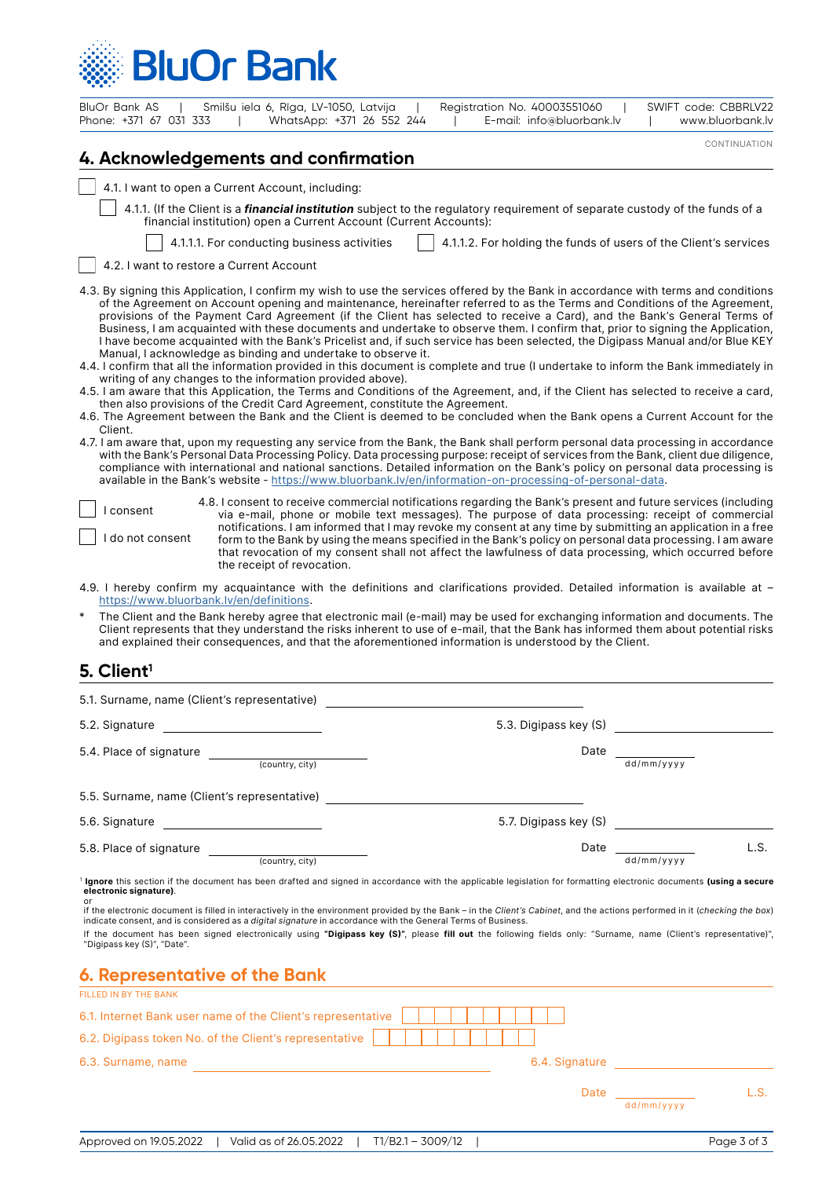BluOr Bank

BluOr Bank AS | Smilšu iela 6, Rīga, LV-1050, Latvija | Registration No. 40003551060 | SWIFT code: CBBRLV22
Phone: +371 67 031 333 | WhatsApp: +371 26 552 244 | E-mail: info@bluorbank.lv | www.bluorbank.lv

CONTINUATION

## 4. Acknowledgements and confirmation

☐ 4.1. I want to open a Current Account, including:

☐ 4.1.1. (If the Client is a ***financial institution*** subject to the regulatory requirement of separate custody of the funds of a financial institution) open a Current Account (Current Accounts):

☐ 4.1.1.1. For conducting business activities ☐ 4.1.1.2. For holding the funds of users of the Client's services

☐ 4.2. I want to restore a Current Account

4.3. By signing this Application, I confirm my wish to use the services offered by the Bank in accordance with terms and conditions of the Agreement on Account opening and maintenance, hereinafter referred to as the Terms and Conditions of the Agreement, provisions of the Payment Card Agreement (if the Client has selected to receive a Card), and the Bank's General Terms of Business, I am acquainted with these documents and undertake to observe them. I confirm that, prior to signing the Application, I have become acquainted with the Bank's Pricelist and, if such service has been selected, the Digipass Manual and/or Blue KEY Manual, I acknowledge as binding and undertake to observe it.

4.4. I confirm that all the information provided in this document is complete and true (I undertake to inform the Bank immediately in writing of any changes to the information provided above).

4.5. I am aware that this Application, the Terms and Conditions of the Agreement, and, if the Client has selected to receive a card, then also provisions of the Credit Card Agreement, constitute the Agreement.

4.6. The Agreement between the Bank and the Client is deemed to be concluded when the Bank opens a Current Account for the Client.

4.7. I am aware that, upon my requesting any service from the Bank, the Bank shall perform personal data processing in accordance with the Bank's Personal Data Processing Policy. Data processing purpose: receipt of services from the Bank, client due diligence, compliance with international and national sanctions. Detailed information on the Bank's policy on personal data processing is available in the Bank's website - https://www.bluorbank.lv/en/information-on-processing-of-personal-data.

☐ I consent

☐ I do not consent

4.8. I consent to receive commercial notifications regarding the Bank's present and future services (including via e-mail, phone or mobile text messages). The purpose of data processing: receipt of commercial notifications. I am informed that I may revoke my consent at any time by submitting an application in a free form to the Bank by using the means specified in the Bank's policy on personal data processing. I am aware that revocation of my consent shall not affect the lawfulness of data processing, which occurred before the receipt of revocation.

4.9. I hereby confirm my acquaintance with the definitions and clarifications provided. Detailed information is available at – https://www.bluorbank.lv/en/definitions.

\* The Client and the Bank hereby agree that electronic mail (e-mail) may be used for exchanging information and documents. The Client represents that they understand the risks inherent to use of e-mail, that the Bank has informed them about potential risks and explained their consequences, and that the aforementioned information is understood by the Client.

## 5. Client[1]

5.1. Surname, name (Client's representative) ____________________

5.2. Signature ____________________ 5.3. Digipass key (S) ____________________

5.4. Place of signature ____________________ (country, city) Date ____________ dd/mm/yyyy

5.5. Surname, name (Client's representative) ____________________

5.6. Signature ____________________ 5.7. Digipass key (S) ____________________

5.8. Place of signature ____________________ (country, city) Date ____________ dd/mm/yyyy L.S.

[1] **Ignore** this section if the document has been drafted and signed in accordance with the applicable legislation for formatting electronic documents **(using a secure electronic signature)**.
or
if the electronic document is filled in interactively in the environment provided by the Bank – in the *Client's Cabinet*, and the actions performed in it (*checking the box*) indicate consent, and is considered as a *digital signature* in accordance with the General Terms of Business.
If the document has been signed electronically using **"Digipass key (S)"**, please **fill out** the following fields only: "Surname, name (Client's representative)", "Digipass key (S)", "Date".

## 6. Representative of the Bank

FILLED IN BY THE BANK

6.1. Internet Bank user name of the Client's representative ☐☐☐☐☐☐☐☐☐☐

6.2. Digipass token No. of the Client's representative ☐☐☐☐☐☐☐☐☐☐

6.3. Surname, name ____________________ 6.4. Signature ____________________

Date ____________ dd/mm/yyyy L.S.

Approved on 19.05.2022 | Valid as of 26.05.2022 | T1/B2.1 – 3009/12 |